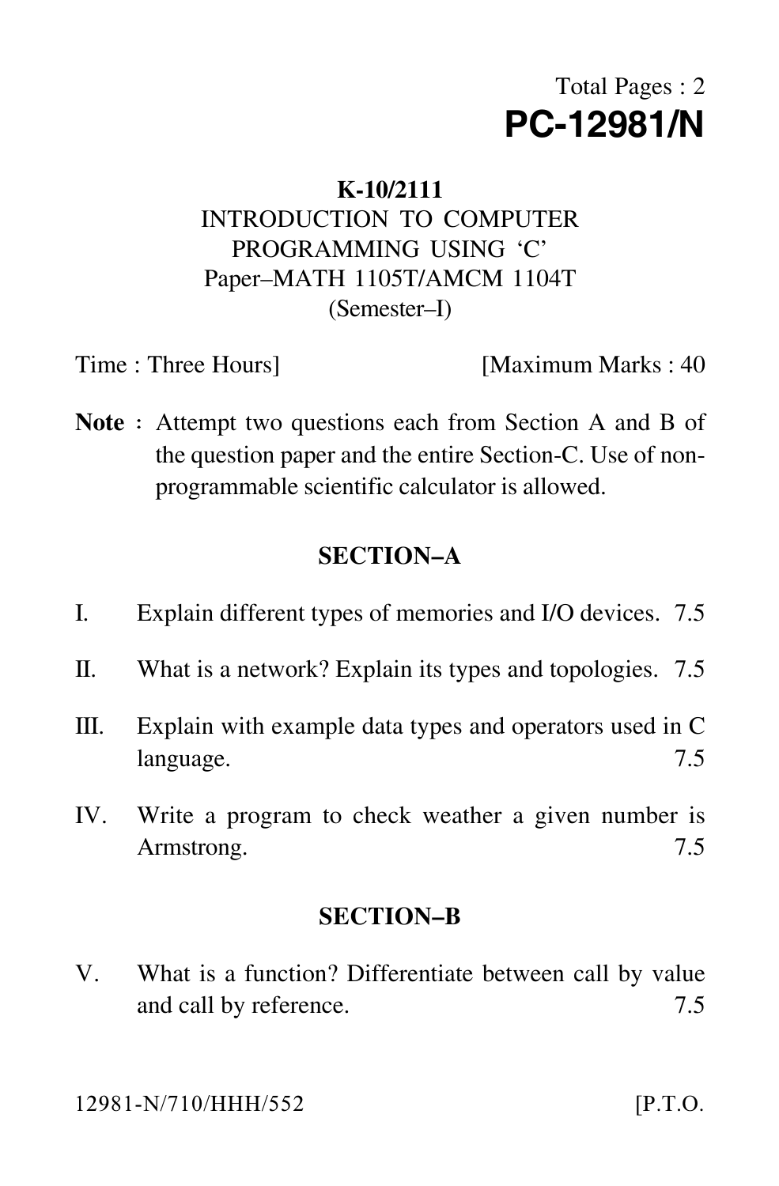**PC-12981/N**

**K-10/2111**

INTRODUCTION TO COMPUTER PROGRAMMING USING 'C'

Paper–MATH 1105T/AMCM 1104T

(Semester–I)

Time : Three Hours] [Maximum Marks : 40

**Note :** Attempt two questions each from Section A and B of the question paper and the entire Section-C. Use of non-programmable scientific calculator is allowed.

## SECTION–A

I. Explain different types of memories and I/O devices. 7.5

II. What is a network? Explain its types and topologies. 7.5

III. Explain with example data types and operators used in C language. 7.5

IV. Write a program to check weather a given number is Armstrong. 7.5

## SECTION–B

V. What is a function? Differentiate between call by value and call by reference. 7.5

12981-N/710/HHH/552 [P.T.O.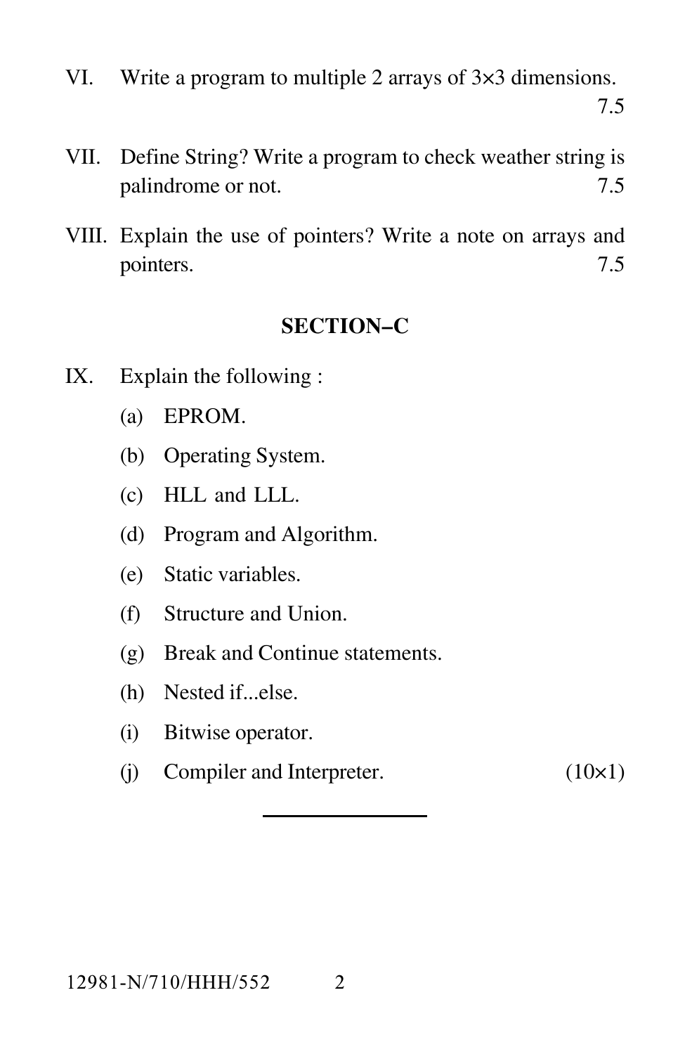VI. Write a program to multiple 2 arrays of 3×3 dimensions. 7.5

VII. Define String? Write a program to check weather string is palindrome or not. 7.5

VIII. Explain the use of pointers? Write a note on arrays and pointers. 7.5

## SECTION–C

IX. Explain the following :

(a) EPROM.

(b) Operating System.

(c) HLL and LLL.

(d) Program and Algorithm.

(e) Static variables.

(f) Structure and Union.

(g) Break and Continue statements.

(h) Nested if...else.

(i) Bitwise operator.

(j) Compiler and Interpreter. (10×1)

12981-N/710/HHH/552